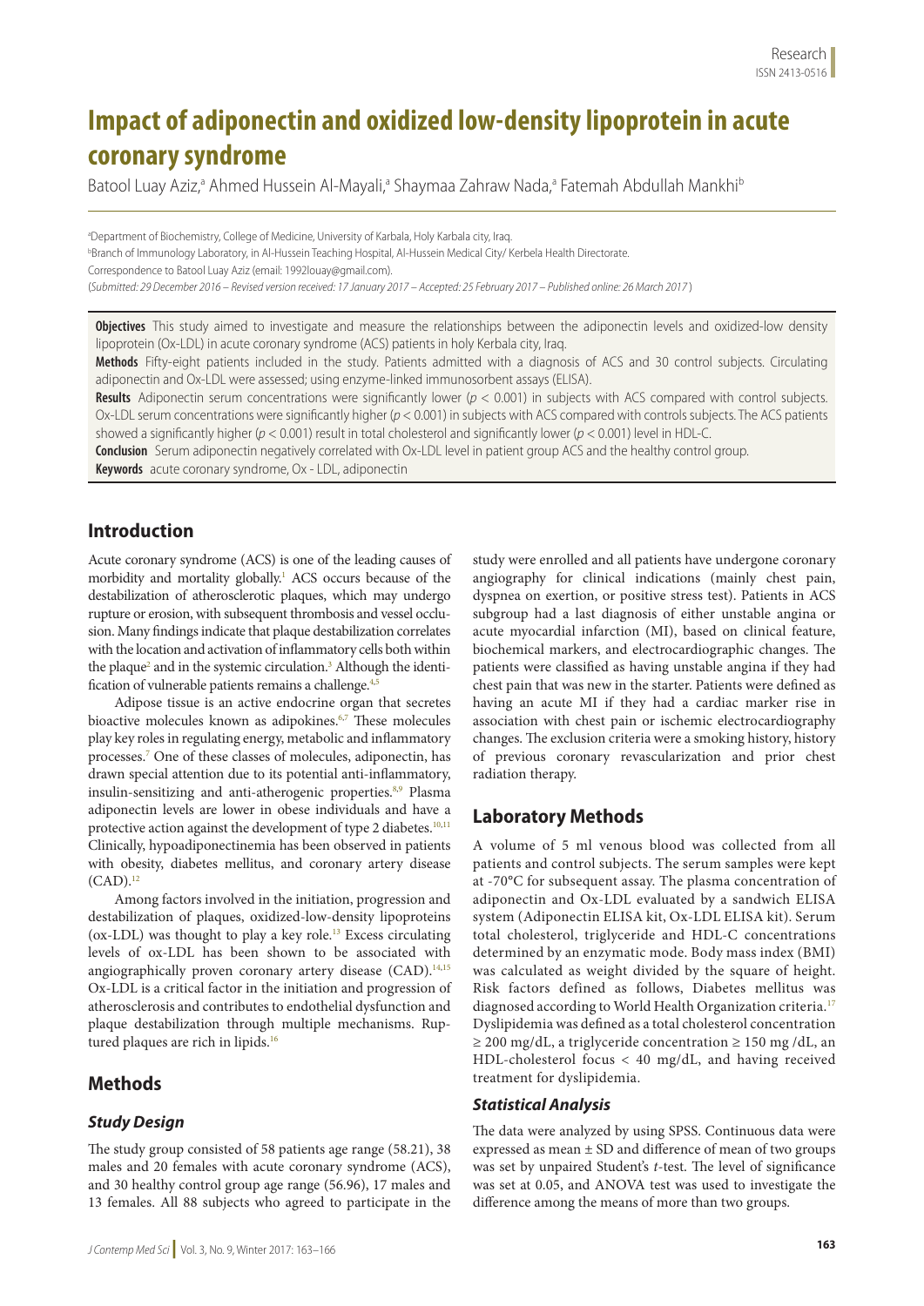# Impact of adiponectin and oxidized low-density lipoprotein in acute coronary syndrome

Batool Luay Aziz,[a] Ahmed Hussein Al-Mayali,[a] Shaymaa Zahraw Nada,[a] Fatemah Abdullah Mankhi[b]

[a]Department of Biochemistry, College of Medicine, University of Karbala, Holy Karbala city, Iraq.
[b]Branch of Immunology Laboratory, in Al-Hussein Teaching Hospital, Al-Hussein Medical City/ Kerbela Health Directorate.
Correspondence to Batool Luay Aziz (email: 1992louay@gmail.com).
(*Submitted: 29 December 2016 – Revised version received: 17 January 2017 – Accepted: 25 February 2017 – Published online: 26 March 2017*)

**Objectives** This study aimed to investigate and measure the relationships between the adiponectin levels and oxidized-low density lipoprotein (Ox-LDL) in acute coronary syndrome (ACS) patients in holy Kerbala city, Iraq.

**Methods** Fifty-eight patients included in the study. Patients admitted with a diagnosis of ACS and 30 control subjects. Circulating adiponectin and Ox-LDL were assessed; using enzyme-linked immunosorbent assays (ELISA).

**Results** Adiponectin serum concentrations were significantly lower ($p < 0.001$) in subjects with ACS compared with control subjects. Ox-LDL serum concentrations were significantly higher ($p < 0.001$) in subjects with ACS compared with controls subjects. The ACS patients showed a significantly higher ($p < 0.001$) result in total cholesterol and significantly lower ($p < 0.001$) level in HDL-C.

**Conclusion** Serum adiponectin negatively correlated with Ox-LDL level in patient group ACS and the healthy control group.

**Keywords** acute coronary syndrome, Ox - LDL, adiponectin

## Introduction

Acute coronary syndrome (ACS) is one of the leading causes of morbidity and mortality globally.[1] ACS occurs because of the destabilization of atherosclerotic plaques, which may undergo rupture or erosion, with subsequent thrombosis and vessel occlusion. Many findings indicate that plaque destabilization correlates with the location and activation of inflammatory cells both within the plaque[2] and in the systemic circulation.[3] Although the identification of vulnerable patients remains a challenge.[4,5]

Adipose tissue is an active endocrine organ that secretes bioactive molecules known as adipokines.[6,7] These molecules play key roles in regulating energy, metabolic and inflammatory processes.[7] One of these classes of molecules, adiponectin, has drawn special attention due to its potential anti-inflammatory, insulin-sensitizing and anti-atherogenic properties.[8,9] Plasma adiponectin levels are lower in obese individuals and have a protective action against the development of type 2 diabetes.[10,11] Clinically, hypoadiponectinemia has been observed in patients with obesity, diabetes mellitus, and coronary artery disease (CAD).[12]

Among factors involved in the initiation, progression and destabilization of plaques, oxidized-low-density lipoproteins (ox-LDL) was thought to play a key role.[13] Excess circulating levels of ox-LDL has been shown to be associated with angiographically proven coronary artery disease (CAD).[14,15] Ox-LDL is a critical factor in the initiation and progression of atherosclerosis and contributes to endothelial dysfunction and plaque destabilization through multiple mechanisms. Ruptured plaques are rich in lipids.[16]

## Methods

### Study Design

The study group consisted of 58 patients age range (58.21), 38 males and 20 females with acute coronary syndrome (ACS), and 30 healthy control group age range (56.96), 17 males and 13 females. All 88 subjects who agreed to participate in the study were enrolled and all patients have undergone coronary angiography for clinical indications (mainly chest pain, dyspnea on exertion, or positive stress test). Patients in ACS subgroup had a last diagnosis of either unstable angina or acute myocardial infarction (MI), based on clinical feature, biochemical markers, and electrocardiographic changes. The patients were classified as having unstable angina if they had chest pain that was new in the starter. Patients were defined as having an acute MI if they had a cardiac marker rise in association with chest pain or ischemic electrocardiography changes. The exclusion criteria were a smoking history, history of previous coronary revascularization and prior chest radiation therapy.

## Laboratory Methods

A volume of 5 ml venous blood was collected from all patients and control subjects. The serum samples were kept at -70°C for subsequent assay. The plasma concentration of adiponectin and Ox-LDL evaluated by a sandwich ELISA system (Adiponectin ELISA kit, Ox-LDL ELISA kit). Serum total cholesterol, triglyceride and HDL-C concentrations determined by an enzymatic mode. Body mass index (BMI) was calculated as weight divided by the square of height. Risk factors defined as follows, Diabetes mellitus was diagnosed according to World Health Organization criteria.[17] Dyslipidemia was defined as a total cholesterol concentration ≥ 200 mg/dL, a triglyceride concentration ≥ 150 mg /dL, an HDL-cholesterol focus < 40 mg/dL, and having received treatment for dyslipidemia.

### Statistical Analysis

The data were analyzed by using SPSS. Continuous data were expressed as mean ± SD and difference of mean of two groups was set by unpaired Student's *t*-test. The level of significance was set at 0.05, and ANOVA test was used to investigate the difference among the means of more than two groups.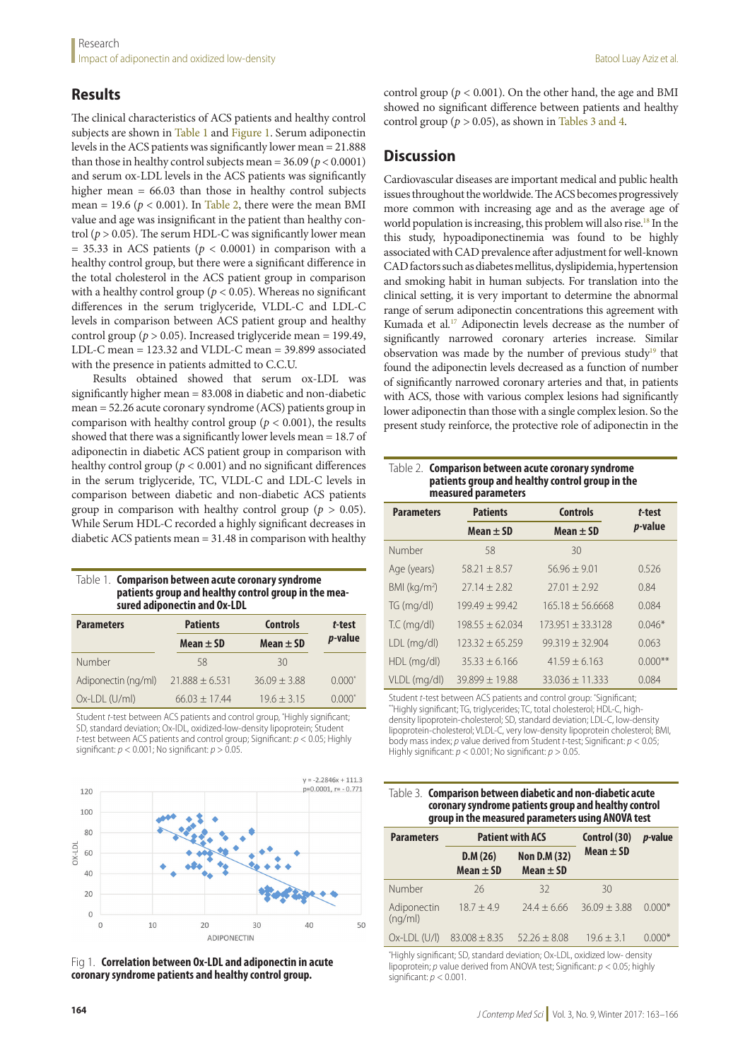## Results

The clinical characteristics of ACS patients and healthy control subjects are shown in Table 1 and Figure 1. Serum adiponectin levels in the ACS patients was significantly lower mean = 21.888 than those in healthy control subjects mean = 36.09 ($p < 0.0001$) and serum ox-LDL levels in the ACS patients was significantly higher mean = 66.03 than those in healthy control subjects mean = 19.6 ($p < 0.001$). In Table 2, there were the mean BMI value and age was insignificant in the patient than healthy control ($p > 0.05$). The serum HDL-C was significantly lower mean = 35.33 in ACS patients ($p < 0.0001$) in comparison with a healthy control group, but there were a significant difference in the total cholesterol in the ACS patient group in comparison with a healthy control group ($p < 0.05$). Whereas no significant differences in the serum triglyceride, VLDL-C and LDL-C levels in comparison between ACS patient group and healthy control group ($p > 0.05$). Increased triglyceride mean = 199.49, LDL-C mean = 123.32 and VLDL-C mean = 39.899 associated with the presence in patients admitted to C.C.U.

Results obtained showed that serum ox-LDL was significantly higher mean = 83.008 in diabetic and non-diabetic mean = 52.26 acute coronary syndrome (ACS) patients group in comparison with healthy control group ($p < 0.001$), the results showed that there was a significantly lower levels mean = 18.7 of adiponectin in diabetic ACS patient group in comparison with healthy control group ($p < 0.001$) and no significant differences in the serum triglyceride, TC, VLDL-C and LDL-C levels in comparison between diabetic and non-diabetic ACS patients group in comparison with healthy control group ($p > 0.05$). While Serum HDL-C recorded a highly significant decreases in diabetic ACS patients mean = 31.48 in comparison with healthy control group ($p < 0.001$). On the other hand, the age and BMI showed no significant difference between patients and healthy control group ($p > 0.05$), as shown in Tables 3 and 4.

Table 1. **Comparison between acute coronary syndrome patients group and healthy control group in the measured adiponectin and Ox-LDL**

| Parameters | Patients | Controls | *t*-test |
|---|---|---|---|
| | Mean ± SD | Mean ± SD | *p*-value |
| Number | 58 | 30 | |
| Adiponectin (ng/ml) | 21.888 ± 6.531 | 36.09 ± 3.88 | 0.000* |
| Ox-LDL (U/ml) | 66.03 ± 17.44 | 19.6 ± 3.15 | 0.000* |

Student *t*-test between ACS patients and control group, *Highly significant; SD, standard deviation; Ox-IDL, oxidized-low-density lipoprotein; Student *t*-test between ACS patients and control group; Significant: $p < 0.05$; Highly significant: $p < 0.001$; No significant: $p > 0.05$.

Fig 1. **Correlation between Ox-LDL and adiponectin in acute coronary syndrome patients and healthy control group.**

## Discussion

Cardiovascular diseases are important medical and public health issues throughout the worldwide. The ACS becomes progressively more common with increasing age and as the average age of world population is increasing, this problem will also rise.[18] In the this study, hypoadiponectinemia was found to be highly associated with CAD prevalence after adjustment for well-known CAD factors such as diabetes mellitus, dyslipidemia, hypertension and smoking habit in human subjects. For translation into the clinical setting, it is very important to determine the abnormal range of serum adiponectin concentrations this agreement with Kumada et al.[17] Adiponectin levels decrease as the number of significantly narrowed coronary arteries increase. Similar observation was made by the number of previous study[19] that found the adiponectin levels decreased as a function of number of significantly narrowed coronary arteries and that, in patients with ACS, those with various complex lesions had significantly lower adiponectin than those with a single complex lesion. So the present study reinforce, the protective role of adiponectin in the

Table 2. **Comparison between acute coronary syndrome patients group and healthy control group in the measured parameters**

| Parameters | Patients | Controls | *t*-test |
|---|---|---|---|
| | Mean ± SD | Mean ± SD | *p*-value |
| Number | 58 | 30 | |
| Age (years) | 58.21 ± 8.57 | 56.96 ± 9.01 | 0.526 |
| BMI (kg/m$^2$) | 27.14 ± 2.82 | 27.01 ± 2.92 | 0.84 |
| TG (mg/dl) | 199.49 ± 99.42 | 165.18 ± 56.6668 | 0.084 |
| T.C (mg/dl) | 198.55 ± 62.034 | 173.951 ± 33.3128 | 0.046* |
| LDL (mg/dl) | 123.32 ± 65.259 | 99.319 ± 32.904 | 0.063 |
| HDL (mg/dl) | 35.33 ± 6.166 | 41.59 ± 6.163 | 0.000** |
| VLDL (mg/dl) | 39.899 ± 19.88 | 33.036 ± 11.333 | 0.084 |

Student *t*-test between ACS patients and control group: *Significant; **Highly significant; TG, triglycerides; TC, total cholesterol; HDL-C, high-density lipoprotein-cholesterol; SD, standard deviation; LDL-C, low-density lipoprotein-cholesterol; VLDL-C, very low-density lipoprotein cholesterol; BMI, body mass index; *p* value derived from Student *t*-test; Significant: $p < 0.05$; Highly significant: $p < 0.001$; No significant: $p > 0.05$.

Table 3. **Comparison between diabetic and non-diabetic acute coronary syndrome patients group and healthy control group in the measured parameters using ANOVA test**

| Parameters | Patient with ACS | | Control (30) | *p*-value |
|---|---|---|---|---|
| | D.M (26) Mean ± SD | Non D.M (32) Mean ± SD | Mean ± SD | |
| Number | 26 | 32 | 30 | |
| Adiponectin (ng/ml) | 18.7 ± 4.9 | 24.4 ± 6.66 | 36.09 ± 3.88 | 0.000* |
| Ox-LDL (U/l) | 83.008 ± 8.35 | 52.26 ± 8.08 | 19.6 ± 3.1 | 0.000* |

*Highly significant; SD, standard deviation; Ox-LDL, oxidized low- density lipoprotein; *p* value derived from ANOVA test; Significant: $p < 0.05$; highly significant: $p < 0.001$.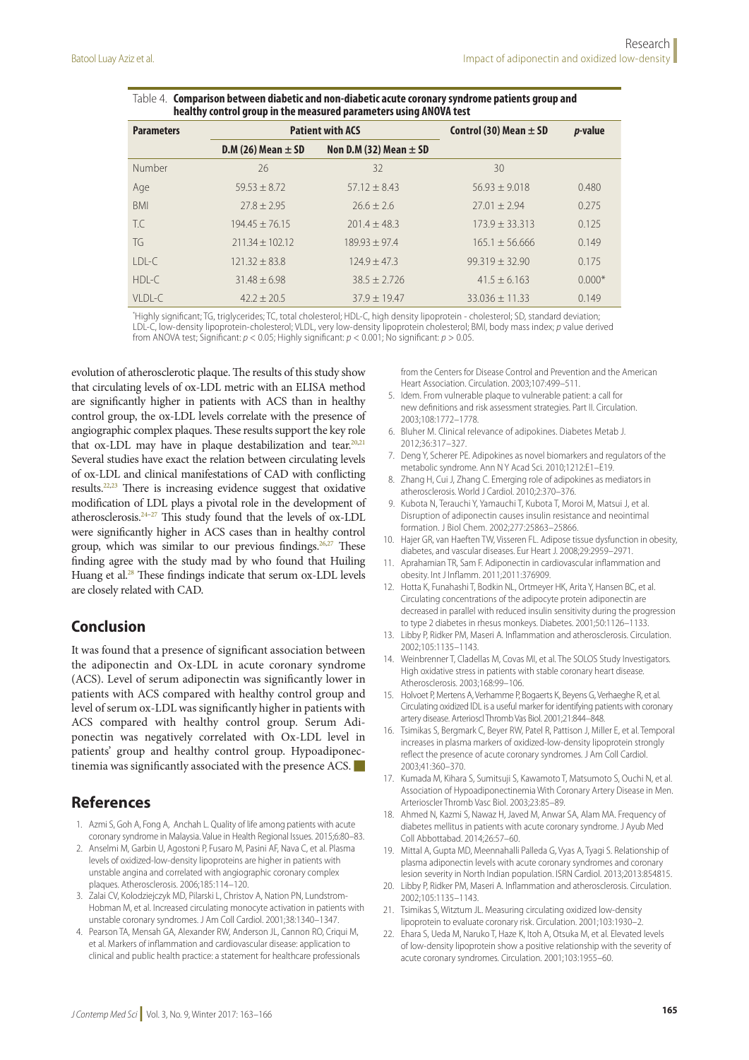Table 4. **Comparison between diabetic and non-diabetic acute coronary syndrome patients group and healthy control group in the measured parameters using ANOVA test**

| Parameters | Patient with ACS | | Control (30) Mean ± SD | *p*-value |
|---|---|---|---|---|
| | D.M (26) Mean ± SD | Non D.M (32) Mean ± SD | | |
| Number | 26 | 32 | 30 | |
| Age | 59.53 ± 8.72 | 57.12 ± 8.43 | 56.93 ± 9.018 | 0.480 |
| BMI | 27.8 ± 2.95 | 26.6 ± 2.6 | 27.01 ± 2.94 | 0.275 |
| T.C | 194.45 ± 76.15 | 201.4 ± 48.3 | 173.9 ± 33.313 | 0.125 |
| TG | 211.34 ± 102.12 | 189.93 ± 97.4 | 165.1 ± 56.666 | 0.149 |
| LDL-C | 121.32 ± 83.8 | 124.9 ± 47.3 | 99.319 ± 32.90 | 0.175 |
| HDL-C | 31.48 ± 6.98 | 38.5 ± 2.726 | 41.5 ± 6.163 | 0.000* |
| VLDL-C | 42.2 ± 20.5 | 37.9 ± 19.47 | 33.036 ± 11.33 | 0.149 |

*Highly significant; TG, triglycerides; TC, total cholesterol; HDL-C, high density lipoprotein - cholesterol; SD, standard deviation; LDL-C, low-density lipoprotein-cholesterol; VLDL, very low-density lipoprotein cholesterol; BMI, body mass index; *p* value derived from ANOVA test; Significant: $p < 0.05$; Highly significant: $p < 0.001$; No significant: $p > 0.05$.

evolution of atherosclerotic plaque. The results of this study show that circulating levels of ox-LDL metric with an ELISA method are significantly higher in patients with ACS than in healthy control group, the ox-LDL levels correlate with the presence of angiographic complex plaques. These results support the key role that ox-LDL may have in plaque destabilization and tear.[20,21] Several studies have exact the relation between circulating levels of ox-LDL and clinical manifestations of CAD with conflicting results.[22,23] There is increasing evidence suggest that oxidative modification of LDL plays a pivotal role in the development of atherosclerosis.[24–27] This study found that the levels of ox-LDL were significantly higher in ACS cases than in healthy control group, which was similar to our previous findings.[26,27] These finding agree with the study mad by who found that Huiling Huang et al.[28] These findings indicate that serum ox-LDL levels are closely related with CAD.

## Conclusion

It was found that a presence of significant association between the adiponectin and Ox-LDL in acute coronary syndrome (ACS). Level of serum adiponectin was significantly lower in patients with ACS compared with healthy control group and level of serum ox-LDL was significantly higher in patients with ACS compared with healthy control group. Serum Adiponectin was negatively correlated with Ox-LDL level in patients' group and healthy control group. Hypoadiponectinemia was significantly associated with the presence ACS.

## References

1. Azmi S, Goh A, Fong A, Anchah L. Quality of life among patients with acute coronary syndrome in Malaysia. Value in Health Regional Issues. 2015;6:80–83.
2. Anselmi M, Garbin U, Agostoni P, Fusaro M, Pasini AF, Nava C, et al. Plasma levels of oxidized-low-density lipoproteins are higher in patients with unstable angina and correlated with angiographic coronary complex plaques. Atherosclerosis. 2006;185:114–120.
3. Zalai CV, Kolodziejczyk MD, Pilarski L, Christov A, Nation PN, Lundstrom-Hobman M, et al. Increased circulating monocyte activation in patients with unstable coronary syndromes. J Am Coll Cardiol. 2001;38:1340–1347.
4. Pearson TA, Mensah GA, Alexander RW, Anderson JL, Cannon RO, Criqui M, et al. Markers of inflammation and cardiovascular disease: application to clinical and public health practice: a statement for healthcare professionals from the Centers for Disease Control and Prevention and the American Heart Association. Circulation. 2003;107:499–511.
5. Idem. From vulnerable plaque to vulnerable patient: a call for new definitions and risk assessment strategies. Part II. Circulation. 2003;108:1772–1778.
6. Bluher M. Clinical relevance of adipokines. Diabetes Metab J. 2012;36:317–327.
7. Deng Y, Scherer PE. Adipokines as novel biomarkers and regulators of the metabolic syndrome. Ann N Y Acad Sci. 2010;1212:E1–E19.
8. Zhang H, Cui J, Zhang C. Emerging role of adipokines as mediators in atherosclerosis. World J Cardiol. 2010;2:370–376.
9. Kubota N, Terauchi Y, Yamauchi T, Kubota T, Moroi M, Matsui J, et al. Disruption of adiponectin causes insulin resistance and neointimal formation. J Biol Chem. 2002;277:25863–25866.
10. Hajer GR, van Haeften TW, Visseren FL. Adipose tissue dysfunction in obesity, diabetes, and vascular diseases. Eur Heart J. 2008;29:2959–2971.
11. Aprahamian TR, Sam F. Adiponectin in cardiovascular inflammation and obesity. Int J Inflamm. 2011;2011:376909.
12. Hotta K, Funahashi T, Bodkin NL, Ortmeyer HK, Arita Y, Hansen BC, et al. Circulating concentrations of the adipocyte protein adiponectin are decreased in parallel with reduced insulin sensitivity during the progression to type 2 diabetes in rhesus monkeys. Diabetes. 2001;50:1126–1133.
13. Libby P, Ridker PM, Maseri A. Inflammation and atherosclerosis. Circulation. 2002;105:1135–1143.
14. Weinbrenner T, Cladellas M, Covas MI, et al. The SOLOS Study Investigators. High oxidative stress in patients with stable coronary heart disease. Atherosclerosis. 2003;168:99–106.
15. Holvoet P, Mertens A, Verhamme P, Bogaerts K, Beyens G, Verhaeghe R, et al. Circulating oxidized IDL is a useful marker for identifying patients with coronary artery disease. Arterioscl Thromb Vas Biol. 2001;21:844–848.
16. Tsimikas S, Bergmark C, Beyer RW, Patel R, Pattison J, Miller E, et al. Temporal increases in plasma markers of oxidized-low-density lipoprotein strongly reflect the presence of acute coronary syndromes. J Am Coll Cardiol. 2003;41:360–370.
17. Kumada M, Kihara S, Sumitsuji S, Kawamoto T, Matsumoto S, Ouchi N, et al. Association of Hypoadiponectinemia With Coronary Artery Disease in Men. Arterioscler Thromb Vasc Biol. 2003;23:85–89.
18. Ahmed N, Kazmi S, Nawaz H, Javed M, Anwar SA, Alam MA. Frequency of diabetes mellitus in patients with acute coronary syndrome. J Ayub Med Coll Abbottabad. 2014;26:57–60.
19. Mittal A, Gupta MD, Meennahalli Palleda G, Vyas A, Tyagi S. Relationship of plasma adiponectin levels with acute coronary syndromes and coronary lesion severity in North Indian population. ISRN Cardiol. 2013;2013:854815.
20. Libby P, Ridker PM, Maseri A. Inflammation and atherosclerosis. Circulation. 2002;105:1135–1143.
21. Tsimikas S, Witztum JL. Measuring circulating oxidized low-density lipoprotein to evaluate coronary risk. Circulation. 2001;103:1930–2.
22. Ehara S, Ueda M, Naruko T, Haze K, Itoh A, Otsuka M, et al. Elevated levels of low-density lipoprotein show a positive relationship with the severity of acute coronary syndromes. Circulation. 2001;103:1955–60.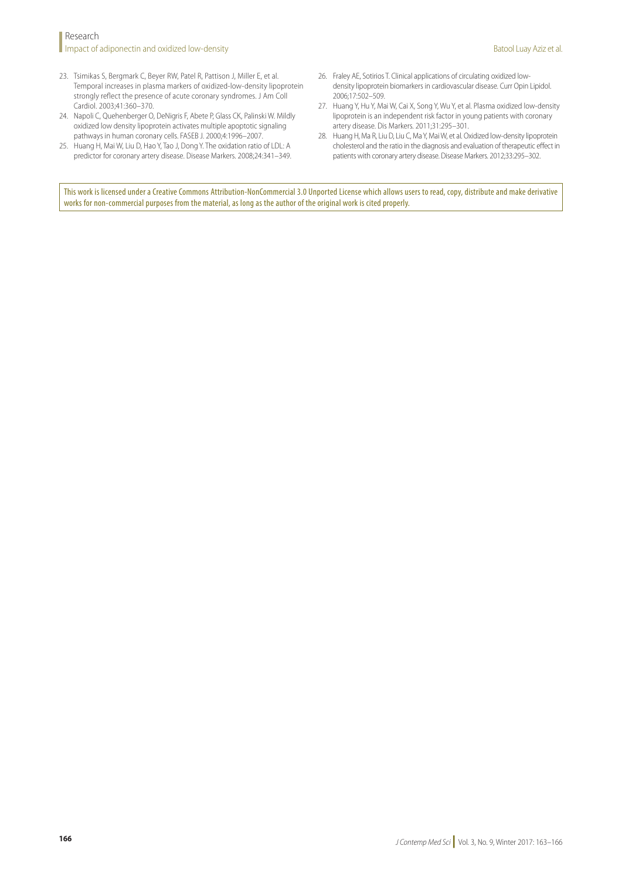23. Tsimikas S, Bergmark C, Beyer RW, Patel R, Pattison J, Miller E, et al. Temporal increases in plasma markers of oxidized-low-density lipoprotein strongly reflect the presence of acute coronary syndromes. J Am Coll Cardiol. 2003;41:360–370.
24. Napoli C, Quehenberger O, DeNigris F, Abete P, Glass CK, Palinski W. Mildly oxidized low density lipoprotein activates multiple apoptotic signaling pathways in human coronary cells. FASEB J. 2000;4:1996–2007.
25. Huang H, Mai W, Liu D, Hao Y, Tao J, Dong Y. The oxidation ratio of LDL: A predictor for coronary artery disease. Disease Markers. 2008;24:341–349.
26. Fraley AE, Sotirios T. Clinical applications of circulating oxidized low-density lipoprotein biomarkers in cardiovascular disease. Curr Opin Lipidol. 2006;17:502–509.
27. Huang Y, Hu Y, Mai W, Cai X, Song Y, Wu Y, et al. Plasma oxidized low-density lipoprotein is an independent risk factor in young patients with coronary artery disease. Dis Markers. 2011;31:295–301.
28. Huang H, Ma R, Liu D, Liu C, Ma Y, Mai W, et al. Oxidized low-density lipoprotein cholesterol and the ratio in the diagnosis and evaluation of therapeutic effect in patients with coronary artery disease. Disease Markers. 2012;33:295–302.

This work is licensed under a Creative Commons Attribution-NonCommercial 3.0 Unported License which allows users to read, copy, distribute and make derivative works for non-commercial purposes from the material, as long as the author of the original work is cited properly.